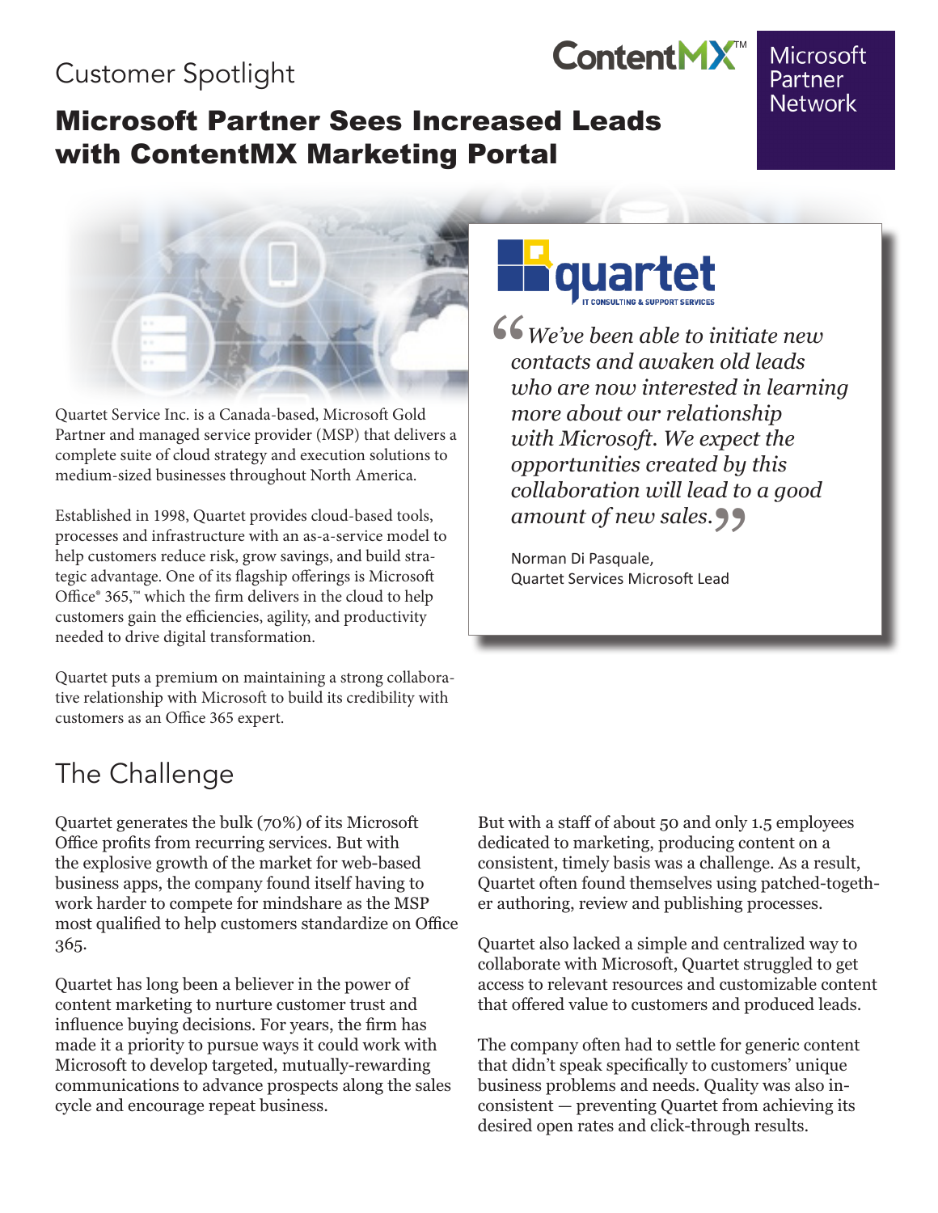Customer Spotlight

ContentMX™ | Microsoft Partner Network

# Microsoft Partner Sees Increased Leads with ContentMX Marketing Portal

Quartet Service Inc. is a Canada-based, Microsoft Gold Partner and managed service provider (MSP) that delivers a complete suite of cloud strategy and execution solutions to medium-sized businesses throughout North America.

Established in 1998, Quartet provides cloud-based tools, processes and infrastructure with an as-a-service model to help customers reduce risk, grow savings, and build strategic advantage. One of its flagship offerings is Microsoft Office® 365,™ which the firm delivers in the cloud to help customers gain the efficiencies, agility, and productivity needed to drive digital transformation.

Quartet puts a premium on maintaining a strong collaborative relationship with Microsoft to build its credibility with customers as an Office 365 expert.

quartet IT CONSULTING & SUPPORT SERVICES

> *"We've been able to initiate new contacts and awaken old leads who are now interested in learning more about our relationship with Microsoft. We expect the opportunities created by this collaboration will lead to a good amount of new sales."*
>
> Norman Di Pasquale,
> Quartet Services Microsoft Lead

## The Challenge

Quartet generates the bulk (70%) of its Microsoft Office profits from recurring services. But with the explosive growth of the market for web-based business apps, the company found itself having to work harder to compete for mindshare as the MSP most qualified to help customers standardize on Office 365.

Quartet has long been a believer in the power of content marketing to nurture customer trust and influence buying decisions. For years, the firm has made it a priority to pursue ways it could work with Microsoft to develop targeted, mutually-rewarding communications to advance prospects along the sales cycle and encourage repeat business.

But with a staff of about 50 and only 1.5 employees dedicated to marketing, producing content on a consistent, timely basis was a challenge. As a result, Quartet often found themselves using patched-together authoring, review and publishing processes.

Quartet also lacked a simple and centralized way to collaborate with Microsoft, Quartet struggled to get access to relevant resources and customizable content that offered value to customers and produced leads.

The company often had to settle for generic content that didn't speak specifically to customers' unique business problems and needs. Quality was also inconsistent — preventing Quartet from achieving its desired open rates and click-through results.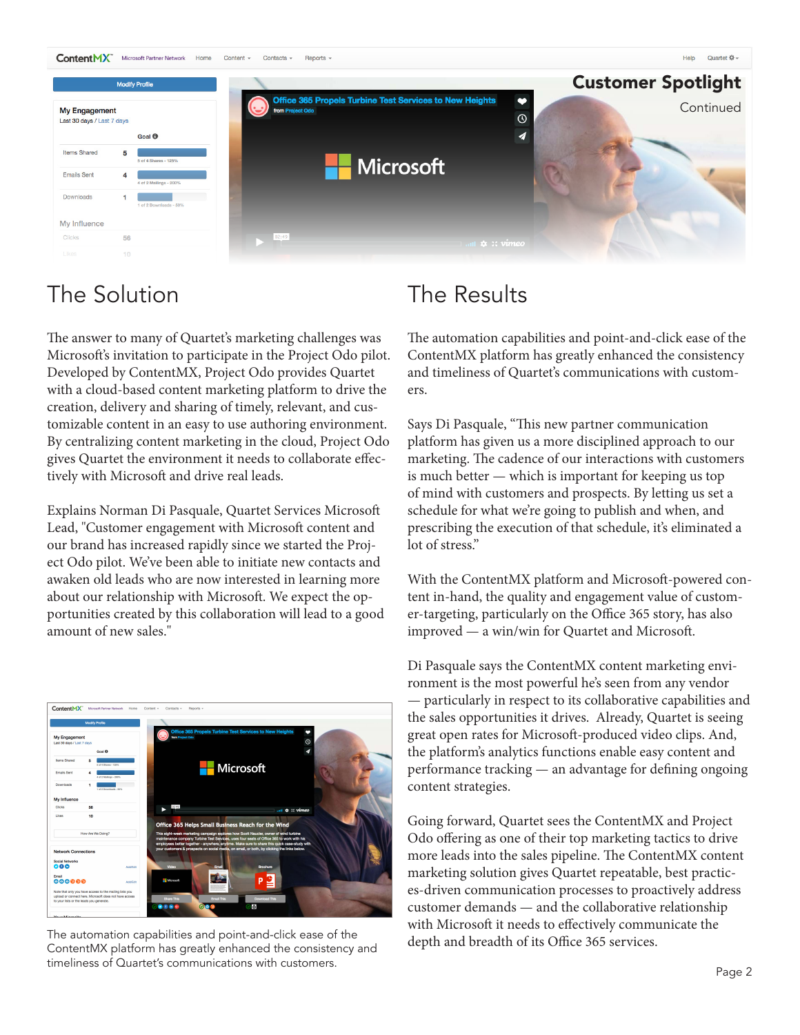# Customer Spotlight

Continued

## The Solution

The answer to many of Quartet's marketing challenges was Microsoft's invitation to participate in the Project Odo pilot. Developed by ContentMX, Project Odo provides Quartet with a cloud-based content marketing platform to drive the creation, delivery and sharing of timely, relevant, and customizable content in an easy to use authoring environment. By centralizing content marketing in the cloud, Project Odo gives Quartet the environment it needs to collaborate effectively with Microsoft and drive real leads.

Explains Norman Di Pasquale, Quartet Services Microsoft Lead, "Customer engagement with Microsoft content and our brand has increased rapidly since we started the Project Odo pilot. We've been able to initiate new contacts and awaken old leads who are now interested in learning more about our relationship with Microsoft. We expect the opportunities created by this collaboration will lead to a good amount of new sales."

The automation capabilities and point-and-click ease of the ContentMX platform has greatly enhanced the consistency and timeliness of Quartet's communications with customers.

## The Results

The automation capabilities and point-and-click ease of the ContentMX platform has greatly enhanced the consistency and timeliness of Quartet's communications with customers.

Says Di Pasquale, "This new partner communication platform has given us a more disciplined approach to our marketing. The cadence of our interactions with customers is much better — which is important for keeping us top of mind with customers and prospects. By letting us set a schedule for what we're going to publish and when, and prescribing the execution of that schedule, it's eliminated a lot of stress."

With the ContentMX platform and Microsoft-powered content in-hand, the quality and engagement value of customer-targeting, particularly on the Office 365 story, has also improved — a win/win for Quartet and Microsoft.

Di Pasquale says the ContentMX content marketing environment is the most powerful he's seen from any vendor — particularly in respect to its collaborative capabilities and the sales opportunities it drives. Already, Quartet is seeing great open rates for Microsoft-produced video clips. And, the platform's analytics functions enable easy content and performance tracking — an advantage for defining ongoing content strategies.

Going forward, Quartet sees the ContentMX and Project Odo offering as one of their top marketing tactics to drive more leads into the sales pipeline. The ContentMX content marketing solution gives Quartet repeatable, best practices-driven communication processes to proactively address customer demands — and the collaborative relationship with Microsoft it needs to effectively communicate the depth and breadth of its Office 365 services.